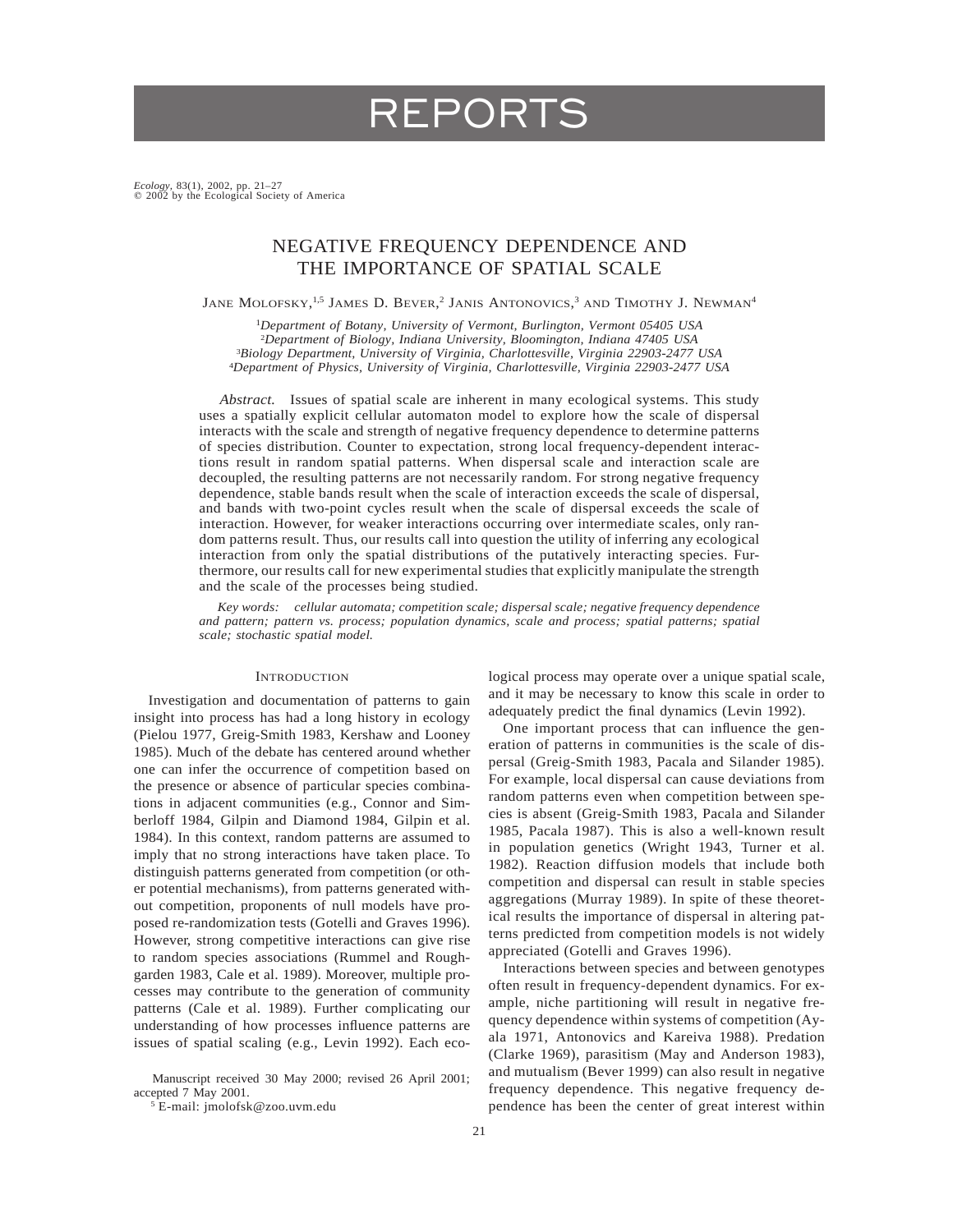# REPORTS

*Ecology*, 83(1), 2002, pp. 21–27
© 2002 by the Ecological Society of America

## NEGATIVE FREQUENCY DEPENDENCE AND THE IMPORTANCE OF SPATIAL SCALE

JANE MOLOFSKY,[1,5] JAMES D. BEVER,[2] JANIS ANTONOVICS,[3] AND TIMOTHY J. NEWMAN[4]

[1]*Department of Botany, University of Vermont, Burlington, Vermont 05405 USA*
[2]*Department of Biology, Indiana University, Bloomington, Indiana 47405 USA*
[3]*Biology Department, University of Virginia, Charlottesville, Virginia 22903-2477 USA*
[4]*Department of Physics, University of Virginia, Charlottesville, Virginia 22903-2477 USA*

*Abstract.* Issues of spatial scale are inherent in many ecological systems. This study uses a spatially explicit cellular automaton model to explore how the scale of dispersal interacts with the scale and strength of negative frequency dependence to determine patterns of species distribution. Counter to expectation, strong local frequency-dependent interactions result in random spatial patterns. When dispersal scale and interaction scale are decoupled, the resulting patterns are not necessarily random. For strong negative frequency dependence, stable bands result when the scale of interaction exceeds the scale of dispersal, and bands with two-point cycles result when the scale of dispersal exceeds the scale of interaction. However, for weaker interactions occurring over intermediate scales, only random patterns result. Thus, our results call into question the utility of inferring any ecological interaction from only the spatial distributions of the putatively interacting species. Furthermore, our results call for new experimental studies that explicitly manipulate the strength and the scale of the processes being studied.

*Key words: cellular automata; competition scale; dispersal scale; negative frequency dependence and pattern; pattern vs. process; population dynamics, scale and process; spatial patterns; spatial scale; stochastic spatial model.*

### INTRODUCTION

Investigation and documentation of patterns to gain insight into process has had a long history in ecology (Pielou 1977, Greig-Smith 1983, Kershaw and Looney 1985). Much of the debate has centered around whether one can infer the occurrence of competition based on the presence or absence of particular species combinations in adjacent communities (e.g., Connor and Simberloff 1984, Gilpin and Diamond 1984, Gilpin et al. 1984). In this context, random patterns are assumed to imply that no strong interactions have taken place. To distinguish patterns generated from competition (or other potential mechanisms), from patterns generated without competition, proponents of null models have proposed re-randomization tests (Gotelli and Graves 1996). However, strong competitive interactions can give rise to random species associations (Rummel and Roughgarden 1983, Cale et al. 1989). Moreover, multiple processes may contribute to the generation of community patterns (Cale et al. 1989). Further complicating our understanding of how processes influence patterns are issues of spatial scaling (e.g., Levin 1992). Each ecological process may operate over a unique spatial scale, and it may be necessary to know this scale in order to adequately predict the final dynamics (Levin 1992).

One important process that can influence the generation of patterns in communities is the scale of dispersal (Greig-Smith 1983, Pacala and Silander 1985). For example, local dispersal can cause deviations from random patterns even when competition between species is absent (Greig-Smith 1983, Pacala and Silander 1985, Pacala 1987). This is also a well-known result in population genetics (Wright 1943, Turner et al. 1982). Reaction diffusion models that include both competition and dispersal can result in stable species aggregations (Murray 1989). In spite of these theoretical results the importance of dispersal in altering patterns predicted from competition models is not widely appreciated (Gotelli and Graves 1996).

Interactions between species and between genotypes often result in frequency-dependent dynamics. For example, niche partitioning will result in negative frequency dependence within systems of competition (Ayala 1971, Antonovics and Kareiva 1988). Predation (Clarke 1969), parasitism (May and Anderson 1983), and mutualism (Bever 1999) can also result in negative frequency dependence. This negative frequency dependence has been the center of great interest within

Manuscript received 30 May 2000; revised 26 April 2001; accepted 7 May 2001.

[5] E-mail: jmolofsk@zoo.uvm.edu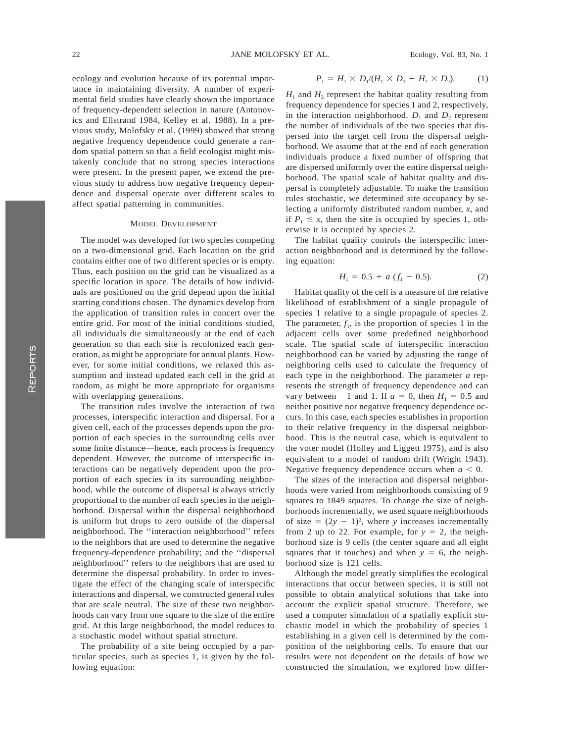ecology and evolution because of its potential importance in maintaining diversity. A number of experimental field studies have clearly shown the importance of frequency-dependent selection in nature (Antonovics and Ellstrand 1984, Kelley et al. 1988). In a previous study, Molofsky et al. (1999) showed that strong negative frequency dependence could generate a random spatial pattern so that a field ecologist might mistakenly conclude that no strong species interactions were present. In the present paper, we extend the previous study to address how negative frequency dependence and dispersal operate over different scales to affect spatial patterning in communities.

## Model Development

The model was developed for two species competing on a two-dimensional grid. Each location on the grid contains either one of two different species or is empty. Thus, each position on the grid can be visualized as a specific location in space. The details of how individuals are positioned on the grid depend upon the initial starting conditions chosen. The dynamics develop from the application of transition rules in concert over the entire grid. For most of the initial conditions studied, all individuals die simultaneously at the end of each generation so that each site is recolonized each generation, as might be appropriate for annual plants. However, for some initial conditions, we relaxed this assumption and instead updated each cell in the grid at random, as might be more appropriate for organisms with overlapping generations.

The transition rules involve the interaction of two processes, interspecific interaction and dispersal. For a given cell, each of the processes depends upon the proportion of each species in the surrounding cells over some finite distance—hence, each process is frequency dependent. However, the outcome of interspecific interactions can be negatively dependent upon the proportion of each species in its surrounding neighborhood, while the outcome of dispersal is always strictly proportional to the number of each species in the neighborhood. Dispersal within the dispersal neighborhood is uniform but drops to zero outside of the dispersal neighborhood. The ''interaction neighborhood'' refers to the neighbors that are used to determine the negative frequency-dependence probability; and the ''dispersal neighborhood'' refers to the neighbors that are used to determine the dispersal probability. In order to investigate the effect of the changing scale of interspecific interactions and dispersal, we constructed general rules that are scale neutral. The size of these two neighborhoods can vary from one square to the size of the entire grid. At this large neighborhood, the model reduces to a stochastic model without spatial structure.

The probability of a site being occupied by a particular species, such as species 1, is given by the following equation:

$$P_1 = H_1 \times D_1/(H_1 \times D_1 + H_2 \times D_2). \qquad (1)$$

$H_1$ and $H_2$ represent the habitat quality resulting from frequency dependence for species 1 and 2, respectively, in the interaction neighborhood. $D_1$ and $D_2$ represent the number of individuals of the two species that dispersed into the target cell from the dispersal neighborhood. We assume that at the end of each generation individuals produce a fixed number of offspring that are dispersed uniformly over the entire dispersal neighborhood. The spatial scale of habitat quality and dispersal is completely adjustable. To make the transition rules stochastic, we determined site occupancy by selecting a uniformly distributed random number, $x$, and if $P_1 \leq x$, then the site is occupied by species 1, otherwise it is occupied by species 2.

The habitat quality controls the interspecific interaction neighborhood and is determined by the following equation:

$$H_1 = 0.5 + a\,(f_1 - 0.5). \qquad (2)$$

Habitat quality of the cell is a measure of the relative likelihood of establishment of a single propagule of species 1 relative to a single propagule of species 2. The parameter, $f_1$, is the proportion of species 1 in the adjacent cells over some predefined neighborhood scale. The spatial scale of interspecific interaction neighborhood can be varied by adjusting the range of neighboring cells used to calculate the frequency of each type in the neighborhood. The parameter $a$ represents the strength of frequency dependence and can vary between $-1$ and 1. If $a = 0$, then $H_1 = 0.5$ and neither positive nor negative frequency dependence occurs. In this case, each species establishes in proportion to their relative frequency in the dispersal neighborhood. This is the neutral case, which is equivalent to the voter model (Holley and Liggett 1975), and is also equivalent to a model of random drift (Wright 1943). Negative frequency dependence occurs when $a < 0$.

The sizes of the interaction and dispersal neighborhoods were varied from neighborhoods consisting of 9 squares to 1849 squares. To change the size of neighborhoods incrementally, we used square neighborhoods of size $= (2y - 1)^2$, where $y$ increases incrementally from 2 up to 22. For example, for $y = 2$, the neighborhood size is 9 cells (the center square and all eight squares that it touches) and when $y = 6$, the neighborhood size is 121 cells.

Although the model greatly simplifies the ecological interactions that occur between species, it is still not possible to obtain analytical solutions that take into account the explicit spatial structure. Therefore, we used a computer simulation of a spatially explicit stochastic model in which the probability of species 1 establishing in a given cell is determined by the composition of the neighboring cells. To ensure that our results were not dependent on the details of how we constructed the simulation, we explored how differ-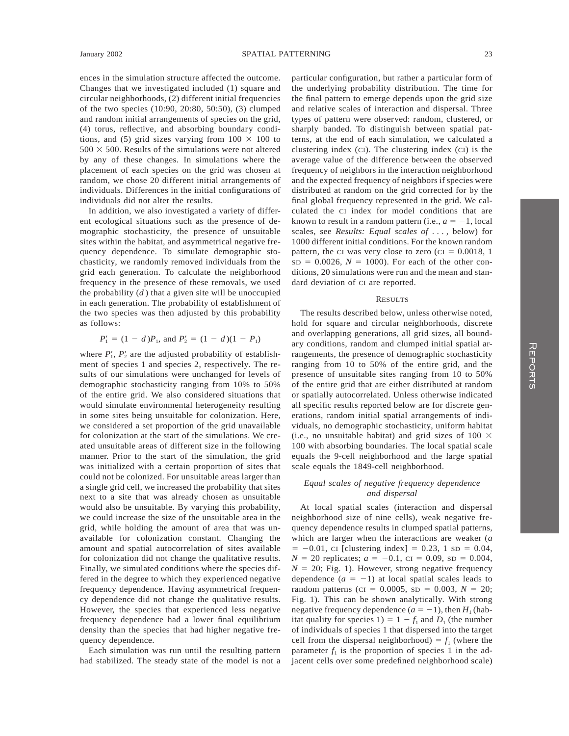ences in the simulation structure affected the outcome. Changes that we investigated included (1) square and circular neighborhoods, (2) different initial frequencies of the two species (10:90, 20:80, 50:50), (3) clumped and random initial arrangements of species on the grid, (4) torus, reflective, and absorbing boundary conditions, and (5) grid sizes varying from $100 \times 100$ to $500 \times 500$. Results of the simulations were not altered by any of these changes. In simulations where the placement of each species on the grid was chosen at random, we chose 20 different initial arrangements of individuals. Differences in the initial configurations of individuals did not alter the results.

In addition, we also investigated a variety of different ecological situations such as the presence of demographic stochasticity, the presence of unsuitable sites within the habitat, and asymmetrical negative frequency dependence. To simulate demographic stochasticity, we randomly removed individuals from the grid each generation. To calculate the neighborhood frequency in the presence of these removals, we used the probability ($d$) that a given site will be unoccupied in each generation. The probability of establishment of the two species was then adjusted by this probability as follows:

$$P_1' = (1 - d)P_1, \text{ and } P_2' = (1 - d)(1 - P_1)$$

where $P_1'$, $P_2'$ are the adjusted probability of establishment of species 1 and species 2, respectively. The results of our simulations were unchanged for levels of demographic stochasticity ranging from 10% to 50% of the entire grid. We also considered situations that would simulate environmental heterogeneity resulting in some sites being unsuitable for colonization. Here, we considered a set proportion of the grid unavailable for colonization at the start of the simulations. We created unsuitable areas of different size in the following manner. Prior to the start of the simulation, the grid was initialized with a certain proportion of sites that could not be colonized. For unsuitable areas larger than a single grid cell, we increased the probability that sites next to a site that was already chosen as unsuitable would also be unsuitable. By varying this probability, we could increase the size of the unsuitable area in the grid, while holding the amount of area that was unavailable for colonization constant. Changing the amount and spatial autocorrelation of sites available for colonization did not change the qualitative results. Finally, we simulated conditions where the species differed in the degree to which they experienced negative frequency dependence. Having asymmetrical frequency dependence did not change the qualitative results. However, the species that experienced less negative frequency dependence had a lower final equilibrium density than the species that had higher negative frequency dependence.

Each simulation was run until the resulting pattern had stabilized. The steady state of the model is not a particular configuration, but rather a particular form of the underlying probability distribution. The time for the final pattern to emerge depends upon the grid size and relative scales of interaction and dispersal. Three types of pattern were observed: random, clustered, or sharply banded. To distinguish between spatial patterns, at the end of each simulation, we calculated a clustering index (CI). The clustering index (CI) is the average value of the difference between the observed frequency of neighbors in the interaction neighborhood and the expected frequency of neighbors if species were distributed at random on the grid corrected for by the final global frequency represented in the grid. We calculated the CI index for model conditions that are known to result in a random pattern (i.e., $a = -1$, local scales, see *Results: Equal scales of . . .* , below) for 1000 different initial conditions. For the known random pattern, the CI was very close to zero (CI = 0.0018, 1 SD = 0.0026, $N = 1000$). For each of the other conditions, 20 simulations were run and the mean and standard deviation of CI are reported.

## Results

The results described below, unless otherwise noted, hold for square and circular neighborhoods, discrete and overlapping generations, all grid sizes, all boundary conditions, random and clumped initial spatial arrangements, the presence of demographic stochasticity ranging from 10 to 50% of the entire grid, and the presence of unsuitable sites ranging from 10 to 50% of the entire grid that are either distributed at random or spatially autocorrelated. Unless otherwise indicated all specific results reported below are for discrete generations, random initial spatial arrangements of individuals, no demographic stochasticity, uniform habitat (i.e., no unsuitable habitat) and grid sizes of $100 \times 100$ with absorbing boundaries. The local spatial scale equals the 9-cell neighborhood and the large spatial scale equals the 1849-cell neighborhood.

### *Equal scales of negative frequency dependence and dispersal*

At local spatial scales (interaction and dispersal neighborhood size of nine cells), weak negative frequency dependence results in clumped spatial patterns, which are larger when the interactions are weaker ($a = -0.01$, CI [clustering index] = 0.23, 1 SD = 0.04, $N = 20$ replicates; $a = -0.1$, CI = 0.09, SD = 0.004, $N = 20$; Fig. 1). However, strong negative frequency dependence ($a = -1$) at local spatial scales leads to random patterns (CI = 0.0005, SD = 0.003, $N = 20$; Fig. 1). This can be shown analytically. With strong negative frequency dependence ($a = -1$), then $H_1$ (habitat quality for species 1) = $1 - f_1$ and $D_1$ (the number of individuals of species 1 that dispersed into the target cell from the dispersal neighborhood) = $f_1$ (where the parameter $f_1$ is the proportion of species 1 in the adjacent cells over some predefined neighborhood scale)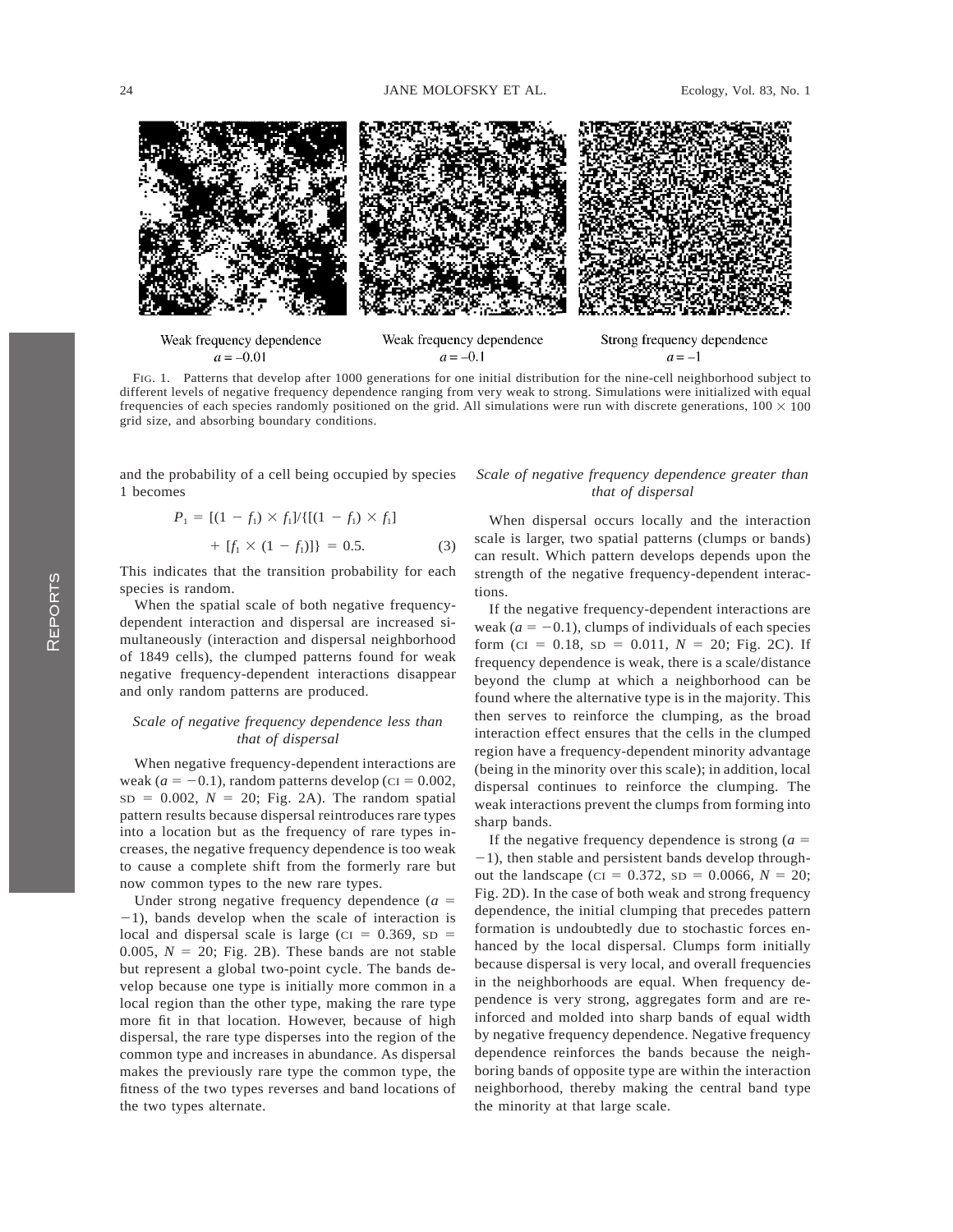Weak frequency dependence $a = -0.01$

Weak frequency dependence $a = -0.1$

Strong frequency dependence $a = -1$

FIG. 1. Patterns that develop after 1000 generations for one initial distribution for the nine-cell neighborhood subject to different levels of negative frequency dependence ranging from very weak to strong. Simulations were initialized with equal frequencies of each species randomly positioned on the grid. All simulations were run with discrete generations, $100 \times 100$ grid size, and absorbing boundary conditions.

and the probability of a cell being occupied by species 1 becomes

$$P_1 = [(1 - f_1) \times f_1]/\{[(1 - f_1) \times f_1] + [f_1 \times (1 - f_1)]\} = 0.5. \quad (3)$$

This indicates that the transition probability for each species is random.

When the spatial scale of both negative frequency-dependent interaction and dispersal are increased simultaneously (interaction and dispersal neighborhood of 1849 cells), the clumped patterns found for weak negative frequency-dependent interactions disappear and only random patterns are produced.

### *Scale of negative frequency dependence less than that of dispersal*

When negative frequency-dependent interactions are weak ($a = -0.1$), random patterns develop (CI = 0.002, SD = 0.002, $N = 20$; Fig. 2A). The random spatial pattern results because dispersal reintroduces rare types into a location but as the frequency of rare types increases, the negative frequency dependence is too weak to cause a complete shift from the formerly rare but now common types to the new rare types.

Under strong negative frequency dependence ($a = -1$), bands develop when the scale of interaction is local and dispersal scale is large (CI = 0.369, SD = 0.005, $N = 20$; Fig. 2B). These bands are not stable but represent a global two-point cycle. The bands develop because one type is initially more common in a local region than the other type, making the rare type more fit in that location. However, because of high dispersal, the rare type disperses into the region of the common type and increases in abundance. As dispersal makes the previously rare type the common type, the fitness of the two types reverses and band locations of the two types alternate.

### *Scale of negative frequency dependence greater than that of dispersal*

When dispersal occurs locally and the interaction scale is larger, two spatial patterns (clumps or bands) can result. Which pattern develops depends upon the strength of the negative frequency-dependent interactions.

If the negative frequency-dependent interactions are weak ($a = -0.1$), clumps of individuals of each species form (CI = 0.18, SD = 0.011, $N = 20$; Fig. 2C). If frequency dependence is weak, there is a scale/distance beyond the clump at which a neighborhood can be found where the alternative type is in the majority. This then serves to reinforce the clumping, as the broad interaction effect ensures that the cells in the clumped region have a frequency-dependent minority advantage (being in the minority over this scale); in addition, local dispersal continues to reinforce the clumping. The weak interactions prevent the clumps from forming into sharp bands.

If the negative frequency dependence is strong ($a = -1$), then stable and persistent bands develop throughout the landscape (CI = 0.372, SD = 0.0066, $N = 20$; Fig. 2D). In the case of both weak and strong frequency dependence, the initial clumping that precedes pattern formation is undoubtedly due to stochastic forces enhanced by the local dispersal. Clumps form initially because dispersal is very local, and overall frequencies in the neighborhoods are equal. When frequency dependence is very strong, aggregates form and are reinforced and molded into sharp bands of equal width by negative frequency dependence. Negative frequency dependence reinforces the bands because the neighboring bands of opposite type are within the interaction neighborhood, thereby making the central band type the minority at that large scale.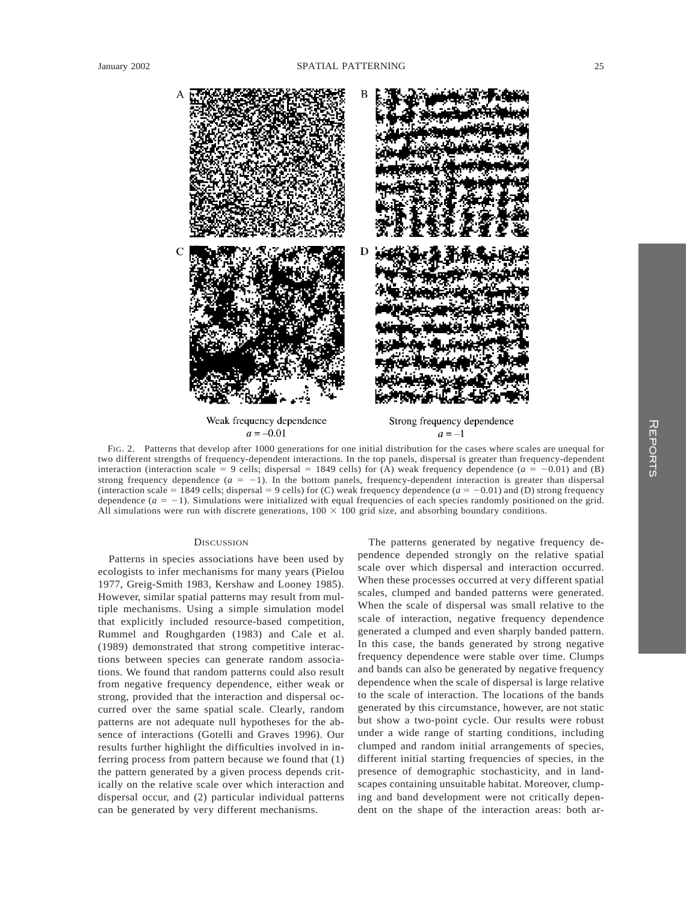A B

C D

Weak frequency dependence
$a = -0.01$

Strong frequency dependence
$a = -1$

FIG. 2. Patterns that develop after 1000 generations for one initial distribution for the cases where scales are unequal for two different strengths of frequency-dependent interactions. In the top panels, dispersal is greater than frequency-dependent interaction (interaction scale = 9 cells; dispersal = 1849 cells) for (A) weak frequency dependence ($a = -0.01$) and (B) strong frequency dependence ($a = -1$). In the bottom panels, frequency-dependent interaction is greater than dispersal (interaction scale = 1849 cells; dispersal = 9 cells) for (C) weak frequency dependence ($a = -0.01$) and (D) strong frequency dependence ($a = -1$). Simulations were initialized with equal frequencies of each species randomly positioned on the grid. All simulations were run with discrete generations, $100 \times 100$ grid size, and absorbing boundary conditions.

## DISCUSSION

Patterns in species associations have been used by ecologists to infer mechanisms for many years (Pielou 1977, Greig-Smith 1983, Kershaw and Looney 1985). However, similar spatial patterns may result from multiple mechanisms. Using a simple simulation model that explicitly included resource-based competition, Rummel and Roughgarden (1983) and Cale et al. (1989) demonstrated that strong competitive interactions between species can generate random associations. We found that random patterns could also result from negative frequency dependence, either weak or strong, provided that the interaction and dispersal occurred over the same spatial scale. Clearly, random patterns are not adequate null hypotheses for the absence of interactions (Gotelli and Graves 1996). Our results further highlight the difficulties involved in inferring process from pattern because we found that (1) the pattern generated by a given process depends critically on the relative scale over which interaction and dispersal occur, and (2) particular individual patterns can be generated by very different mechanisms.

The patterns generated by negative frequency dependence depended strongly on the relative spatial scale over which dispersal and interaction occurred. When these processes occurred at very different spatial scales, clumped and banded patterns were generated. When the scale of dispersal was small relative to the scale of interaction, negative frequency dependence generated a clumped and even sharply banded pattern. In this case, the bands generated by strong negative frequency dependence were stable over time. Clumps and bands can also be generated by negative frequency dependence when the scale of dispersal is large relative to the scale of interaction. The locations of the bands generated by this circumstance, however, are not static but show a two-point cycle. Our results were robust under a wide range of starting conditions, including clumped and random initial arrangements of species, different initial starting frequencies of species, in the presence of demographic stochasticity, and in landscapes containing unsuitable habitat. Moreover, clumping and band development were not critically dependent on the shape of the interaction areas: both ar-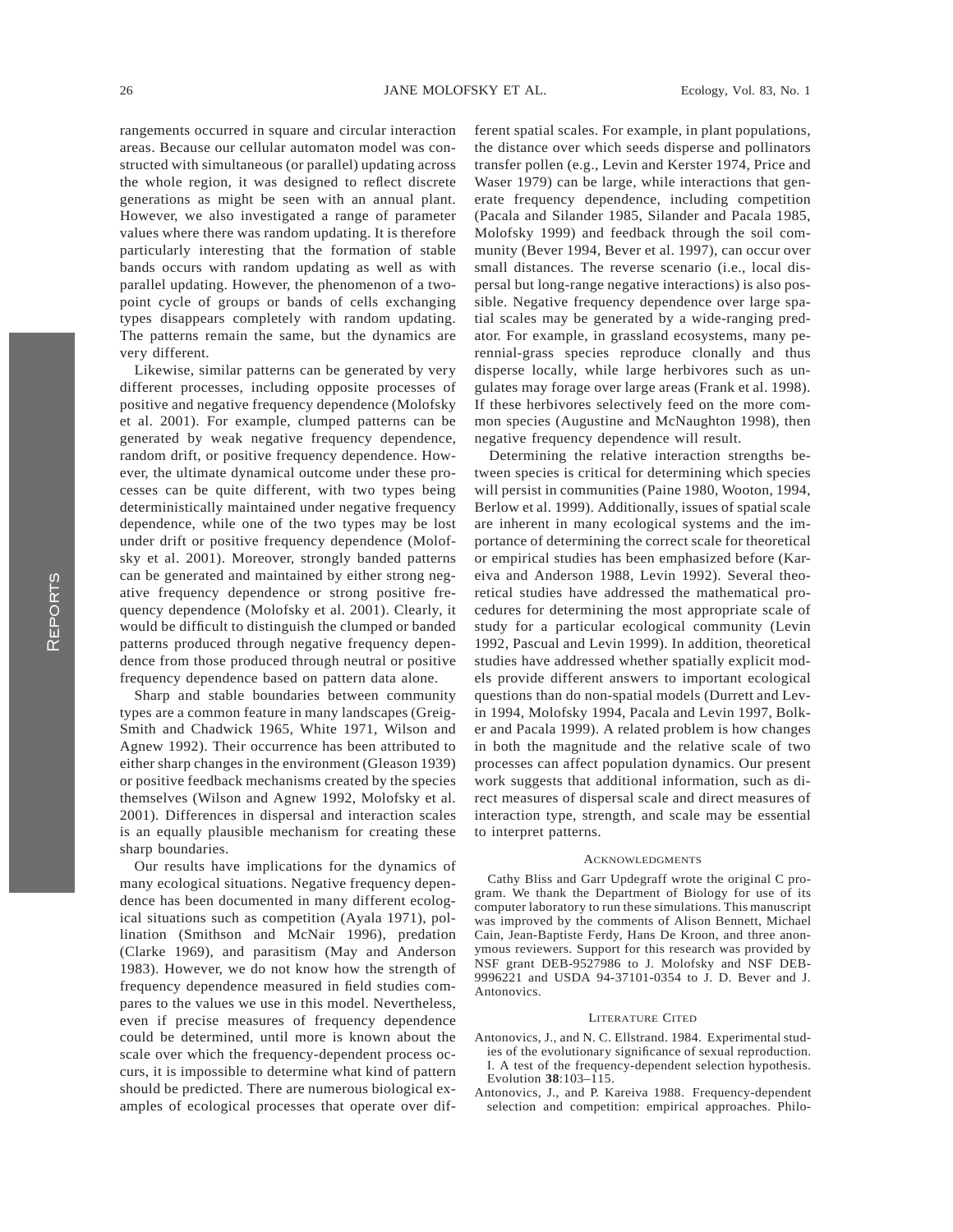rangements occurred in square and circular interaction areas. Because our cellular automaton model was constructed with simultaneous (or parallel) updating across the whole region, it was designed to reflect discrete generations as might be seen with an annual plant. However, we also investigated a range of parameter values where there was random updating. It is therefore particularly interesting that the formation of stable bands occurs with random updating as well as with parallel updating. However, the phenomenon of a two-point cycle of groups or bands of cells exchanging types disappears completely with random updating. The patterns remain the same, but the dynamics are very different.

Likewise, similar patterns can be generated by very different processes, including opposite processes of positive and negative frequency dependence (Molofsky et al. 2001). For example, clumped patterns can be generated by weak negative frequency dependence, random drift, or positive frequency dependence. However, the ultimate dynamical outcome under these processes can be quite different, with two types being deterministically maintained under negative frequency dependence, while one of the two types may be lost under drift or positive frequency dependence (Molofsky et al. 2001). Moreover, strongly banded patterns can be generated and maintained by either strong negative frequency dependence or strong positive frequency dependence (Molofsky et al. 2001). Clearly, it would be difficult to distinguish the clumped or banded patterns produced through negative frequency dependence from those produced through neutral or positive frequency dependence based on pattern data alone.

Sharp and stable boundaries between community types are a common feature in many landscapes (Greig-Smith and Chadwick 1965, White 1971, Wilson and Agnew 1992). Their occurrence has been attributed to either sharp changes in the environment (Gleason 1939) or positive feedback mechanisms created by the species themselves (Wilson and Agnew 1992, Molofsky et al. 2001). Differences in dispersal and interaction scales is an equally plausible mechanism for creating these sharp boundaries.

Our results have implications for the dynamics of many ecological situations. Negative frequency dependence has been documented in many different ecological situations such as competition (Ayala 1971), pollination (Smithson and McNair 1996), predation (Clarke 1969), and parasitism (May and Anderson 1983). However, we do not know how the strength of frequency dependence measured in field studies compares to the values we use in this model. Nevertheless, even if precise measures of frequency dependence could be determined, until more is known about the scale over which the frequency-dependent process occurs, it is impossible to determine what kind of pattern should be predicted. There are numerous biological examples of ecological processes that operate over different spatial scales. For example, in plant populations, the distance over which seeds disperse and pollinators transfer pollen (e.g., Levin and Kerster 1974, Price and Waser 1979) can be large, while interactions that generate frequency dependence, including competition (Pacala and Silander 1985, Silander and Pacala 1985, Molofsky 1999) and feedback through the soil community (Bever 1994, Bever et al. 1997), can occur over small distances. The reverse scenario (i.e., local dispersal but long-range negative interactions) is also possible. Negative frequency dependence over large spatial scales may be generated by a wide-ranging predator. For example, in grassland ecosystems, many perennial-grass species reproduce clonally and thus disperse locally, while large herbivores such as ungulates may forage over large areas (Frank et al. 1998). If these herbivores selectively feed on the more common species (Augustine and McNaughton 1998), then negative frequency dependence will result.

Determining the relative interaction strengths between species is critical for determining which species will persist in communities (Paine 1980, Wooton, 1994, Berlow et al. 1999). Additionally, issues of spatial scale are inherent in many ecological systems and the importance of determining the correct scale for theoretical or empirical studies has been emphasized before (Kareiva and Anderson 1988, Levin 1992). Several theoretical studies have addressed the mathematical procedures for determining the most appropriate scale of study for a particular ecological community (Levin 1992, Pascual and Levin 1999). In addition, theoretical studies have addressed whether spatially explicit models provide different answers to important ecological questions than do non-spatial models (Durrett and Levin 1994, Molofsky 1994, Pacala and Levin 1997, Bolker and Pacala 1999). A related problem is how changes in both the magnitude and the relative scale of two processes can affect population dynamics. Our present work suggests that additional information, such as direct measures of dispersal scale and direct measures of interaction type, strength, and scale may be essential to interpret patterns.

## Acknowledgments

Cathy Bliss and Garr Updegraff wrote the original C program. We thank the Department of Biology for use of its computer laboratory to run these simulations. This manuscript was improved by the comments of Alison Bennett, Michael Cain, Jean-Baptiste Ferdy, Hans De Kroon, and three anonymous reviewers. Support for this research was provided by NSF grant DEB-9527986 to J. Molofsky and NSF DEB-9996221 and USDA 94-37101-0354 to J. D. Bever and J. Antonovics.

## Literature Cited

Antonovics, J., and N. C. Ellstrand. 1984. Experimental studies of the evolutionary significance of sexual reproduction. I. A test of the frequency-dependent selection hypothesis. Evolution **38**:103–115.

Antonovics, J., and P. Kareiva 1988. Frequency-dependent selection and competition: empirical approaches. Philo-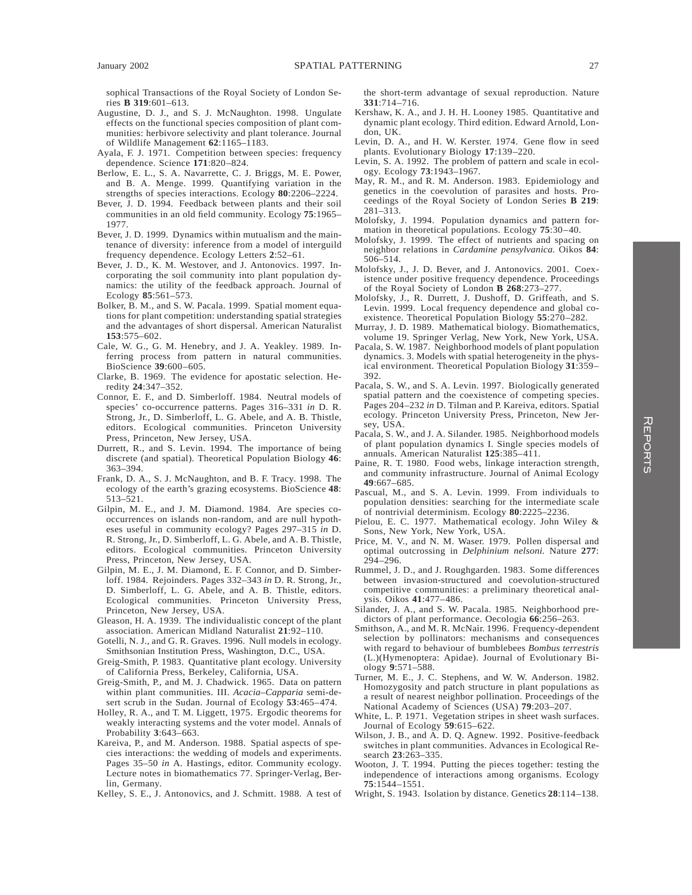sophical Transactions of the Royal Society of London Series **B 319**:601–613.

Augustine, D. J., and S. J. McNaughton. 1998. Ungulate effects on the functional species composition of plant communities: herbivore selectivity and plant tolerance. Journal of Wildlife Management **62**:1165–1183.

Ayala, F. J. 1971. Competition between species: frequency dependence. Science **171**:820–824.

Berlow, E. L., S. A. Navarrette, C. J. Briggs, M. E. Power, and B. A. Menge. 1999. Quantifying variation in the strengths of species interactions. Ecology **80**:2206–2224.

Bever, J. D. 1994. Feedback between plants and their soil communities in an old field community. Ecology **75**:1965–1977.

Bever, J. D. 1999. Dynamics within mutualism and the maintenance of diversity: inference from a model of interguild frequency dependence. Ecology Letters **2**:52–61.

Bever, J. D., K. M. Westover, and J. Antonovics. 1997. Incorporating the soil community into plant population dynamics: the utility of the feedback approach. Journal of Ecology **85**:561–573.

Bolker, B. M., and S. W. Pacala. 1999. Spatial moment equations for plant competition: understanding spatial strategies and the advantages of short dispersal. American Naturalist **153**:575–602.

Cale, W. G., G. M. Henebry, and J. A. Yeakley. 1989. Inferring process from pattern in natural communities. BioScience **39**:600–605.

Clarke, B. 1969. The evidence for apostatic selection. Heredity **24**:347–352.

Connor, E. F., and D. Simberloff. 1984. Neutral models of species' co-occurrence patterns. Pages 316–331 *in* D. R. Strong, Jr., D. Simberloff, L. G. Abele, and A. B. Thistle, editors. Ecological communities. Princeton University Press, Princeton, New Jersey, USA.

Durrett, R., and S. Levin. 1994. The importance of being discrete (and spatial). Theoretical Population Biology **46**:363–394.

Frank, D. A., S. J. McNaughton, and B. F. Tracy. 1998. The ecology of the earth's grazing ecosystems. BioScience **48**:513–521.

Gilpin, M. E., and J. M. Diamond. 1984. Are species cooccurrences on islands non-random, and are null hypotheses useful in community ecology? Pages 297–315 *in* D. R. Strong, Jr., D. Simberloff, L. G. Abele, and A. B. Thistle, editors. Ecological communities. Princeton University Press, Princeton, New Jersey, USA.

Gilpin, M. E., J. M. Diamond, E. F. Connor, and D. Simberloff. 1984. Rejoinders. Pages 332–343 *in* D. R. Strong, Jr., D. Simberloff, L. G. Abele, and A. B. Thistle, editors. Ecological communities. Princeton University Press, Princeton, New Jersey, USA.

Gleason, H. A. 1939. The individualistic concept of the plant association. American Midland Naturalist **21**:92–110.

Gotelli, N. J., and G. R. Graves. 1996. Null models in ecology. Smithsonian Institution Press, Washington, D.C., USA.

Greig-Smith, P. 1983. Quantitative plant ecology. University of California Press, Berkeley, California, USA.

Greig-Smith, P., and M. J. Chadwick. 1965. Data on pattern within plant communities. III. *Acacia–Capparia* semi-desert scrub in the Sudan. Journal of Ecology **53**:465–474.

Holley, R. A., and T. M. Liggett, 1975. Ergodic theorems for weakly interacting systems and the voter model. Annals of Probability **3**:643–663.

Kareiva, P., and M. Anderson. 1988. Spatial aspects of species interactions: the wedding of models and experiments. Pages 35–50 *in* A. Hastings, editor. Community ecology. Lecture notes in biomathematics 77. Springer-Verlag, Berlin, Germany.

Kelley, S. E., J. Antonovics, and J. Schmitt. 1988. A test of the short-term advantage of sexual reproduction. Nature **331**:714–716.

Kershaw, K. A., and J. H. H. Looney 1985. Quantitative and dynamic plant ecology. Third edition. Edward Arnold, London, UK.

Levin, D. A., and H. W. Kerster. 1974. Gene flow in seed plants. Evolutionary Biology **17**:139–220.

Levin, S. A. 1992. The problem of pattern and scale in ecology. Ecology **73**:1943–1967.

May, R. M., and R. M. Anderson. 1983. Epidemiology and genetics in the coevolution of parasites and hosts. Proceedings of the Royal Society of London Series **B 219**:281–313.

Molofsky, J. 1994. Population dynamics and pattern formation in theoretical populations. Ecology **75**:30–40.

Molofsky, J. 1999. The effect of nutrients and spacing on neighbor relations in *Cardamine pensylvanica.* Oikos **84**:506–514.

Molofsky, J., J. D. Bever, and J. Antonovics. 2001. Coexistence under positive frequency dependence. Proceedings of the Royal Society of London **B 268**:273–277.

Molofsky, J., R. Durrett, J. Dushoff, D. Griffeath, and S. Levin. 1999. Local frequency dependence and global coexistence. Theoretical Population Biology **55**:270–282.

Murray, J. D. 1989. Mathematical biology. Biomathematics, volume 19. Springer Verlag, New York, New York, USA.

Pacala, S. W. 1987. Neighborhood models of plant population dynamics. 3. Models with spatial heterogeneity in the physical environment. Theoretical Population Biology **31**:359–392.

Pacala, S. W., and S. A. Levin. 1997. Biologically generated spatial pattern and the coexistence of competing species. Pages 204–232 *in* D. Tilman and P. Kareiva, editors. Spatial ecology. Princeton University Press, Princeton, New Jersey, USA.

Pacala, S. W., and J. A. Silander. 1985. Neighborhood models of plant population dynamics I. Single species models of annuals. American Naturalist **125**:385–411.

Paine, R. T. 1980. Food webs, linkage interaction strength, and community infrastructure. Journal of Animal Ecology **49**:667–685.

Pascual, M., and S. A. Levin. 1999. From individuals to population densities: searching for the intermediate scale of nontrivial determinism. Ecology **80**:2225–2236.

Pielou, E. C. 1977. Mathematical ecology. John Wiley & Sons, New York, New York, USA.

Price, M. V., and N. M. Waser. 1979. Pollen dispersal and optimal outcrossing in *Delphinium nelsoni.* Nature **277**:294–296.

Rummel, J. D., and J. Roughgarden. 1983. Some differences between invasion-structured and coevolution-structured competitive communities: a preliminary theoretical analysis. Oikos **41**:477–486.

Silander, J. A., and S. W. Pacala. 1985. Neighborhood predictors of plant performance. Oecologia **66**:256–263.

Smithson, A., and M. R. McNair. 1996. Frequency-dependent selection by pollinators: mechanisms and consequences with regard to behaviour of bumblebees *Bombus terrestris* (L.)(Hymenoptera: Apidae). Journal of Evolutionary Biology **9**:571–588.

Turner, M. E., J. C. Stephens, and W. W. Anderson. 1982. Homozygosity and patch structure in plant populations as a result of nearest neighbor pollination. Proceedings of the National Academy of Sciences (USA) **79**:203–207.

White, L. P. 1971. Vegetation stripes in sheet wash surfaces. Journal of Ecology **59**:615–622.

Wilson, J. B., and A. D. Q. Agnew. 1992. Positive-feedback switches in plant communities. Advances in Ecological Research **23**:263–335.

Wooton, J. T. 1994. Putting the pieces together: testing the independence of interactions among organisms. Ecology **75**:1544–1551.

Wright, S. 1943. Isolation by distance. Genetics **28**:114–138.